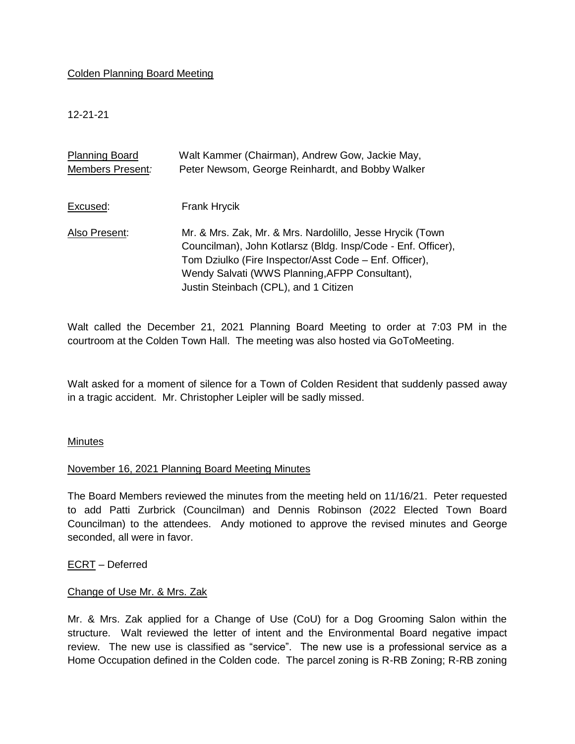Colden Planning Board Meeting

12-21-21

| | |
|---|---|
| Planning Board Members Present: | Walt Kammer (Chairman), Andrew Gow, Jackie May, Peter Newsom, George Reinhardt, and Bobby Walker |
| Excused: | Frank Hrycik |
| Also Present: | Mr. & Mrs. Zak, Mr. & Mrs. Nardolillo, Jesse Hrycik (Town Councilman), John Kotlarsz (Bldg. Insp/Code - Enf. Officer), Tom Dziulko (Fire Inspector/Asst Code – Enf. Officer), Wendy Salvati (WWS Planning,AFPP Consultant), Justin Steinbach (CPL), and 1 Citizen |

Walt called the December 21, 2021 Planning Board Meeting to order at 7:03 PM in the courtroom at the Colden Town Hall. The meeting was also hosted via GoToMeeting.

Walt asked for a moment of silence for a Town of Colden Resident that suddenly passed away in a tragic accident. Mr. Christopher Leipler will be sadly missed.

Minutes

November 16, 2021 Planning Board Meeting Minutes

The Board Members reviewed the minutes from the meeting held on 11/16/21. Peter requested to add Patti Zurbrick (Councilman) and Dennis Robinson (2022 Elected Town Board Councilman) to the attendees. Andy motioned to approve the revised minutes and George seconded, all were in favor.

ECRT – Deferred

Change of Use Mr. & Mrs. Zak

Mr. & Mrs. Zak applied for a Change of Use (CoU) for a Dog Grooming Salon within the structure. Walt reviewed the letter of intent and the Environmental Board negative impact review. The new use is classified as "service". The new use is a professional service as a Home Occupation defined in the Colden code. The parcel zoning is R-RB Zoning; R-RB zoning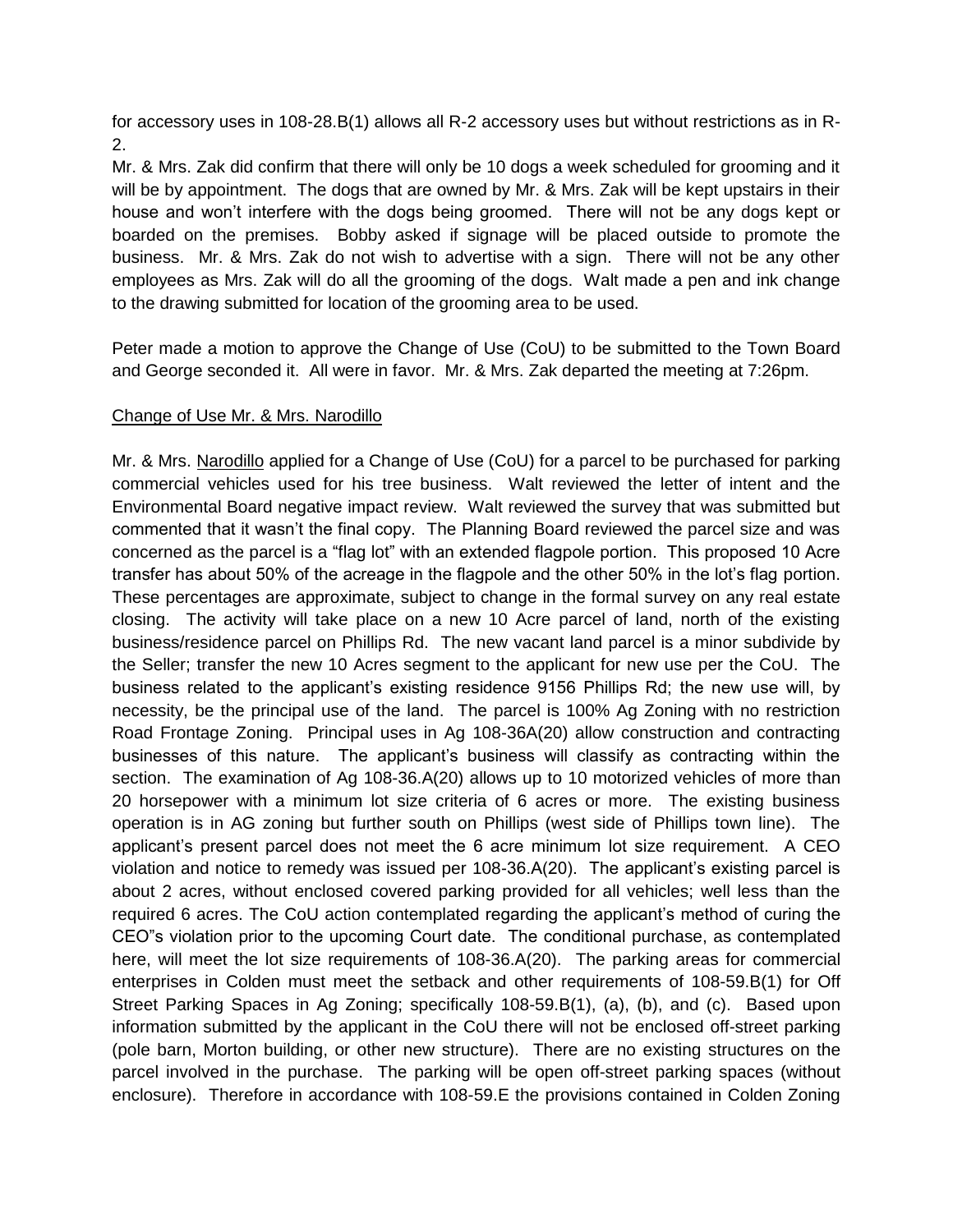for accessory uses in 108-28.B(1) allows all R-2 accessory uses but without restrictions as in R-2.

Mr. & Mrs. Zak did confirm that there will only be 10 dogs a week scheduled for grooming and it will be by appointment. The dogs that are owned by Mr. & Mrs. Zak will be kept upstairs in their house and won't interfere with the dogs being groomed. There will not be any dogs kept or boarded on the premises. Bobby asked if signage will be placed outside to promote the business. Mr. & Mrs. Zak do not wish to advertise with a sign. There will not be any other employees as Mrs. Zak will do all the grooming of the dogs. Walt made a pen and ink change to the drawing submitted for location of the grooming area to be used.

Peter made a motion to approve the Change of Use (CoU) to be submitted to the Town Board and George seconded it. All were in favor. Mr. & Mrs. Zak departed the meeting at 7:26pm.

<u>Change of Use Mr. & Mrs. Narodillo</u>

Mr. & Mrs. <u>Narodillo</u> applied for a Change of Use (CoU) for a parcel to be purchased for parking commercial vehicles used for his tree business. Walt reviewed the letter of intent and the Environmental Board negative impact review. Walt reviewed the survey that was submitted but commented that it wasn't the final copy. The Planning Board reviewed the parcel size and was concerned as the parcel is a "flag lot" with an extended flagpole portion. This proposed 10 Acre transfer has about 50% of the acreage in the flagpole and the other 50% in the lot's flag portion. These percentages are approximate, subject to change in the formal survey on any real estate closing. The activity will take place on a new 10 Acre parcel of land, north of the existing business/residence parcel on Phillips Rd. The new vacant land parcel is a minor subdivide by the Seller; transfer the new 10 Acres segment to the applicant for new use per the CoU. The business related to the applicant's existing residence 9156 Phillips Rd; the new use will, by necessity, be the principal use of the land. The parcel is 100% Ag Zoning with no restriction Road Frontage Zoning. Principal uses in Ag 108-36A(20) allow construction and contracting businesses of this nature. The applicant's business will classify as contracting within the section. The examination of Ag 108-36.A(20) allows up to 10 motorized vehicles of more than 20 horsepower with a minimum lot size criteria of 6 acres or more. The existing business operation is in AG zoning but further south on Phillips (west side of Phillips town line). The applicant's present parcel does not meet the 6 acre minimum lot size requirement. A CEO violation and notice to remedy was issued per 108-36.A(20). The applicant's existing parcel is about 2 acres, without enclosed covered parking provided for all vehicles; well less than the required 6 acres. The CoU action contemplated regarding the applicant's method of curing the CEO"s violation prior to the upcoming Court date. The conditional purchase, as contemplated here, will meet the lot size requirements of 108-36.A(20). The parking areas for commercial enterprises in Colden must meet the setback and other requirements of 108-59.B(1) for Off Street Parking Spaces in Ag Zoning; specifically 108-59.B(1), (a), (b), and (c). Based upon information submitted by the applicant in the CoU there will not be enclosed off-street parking (pole barn, Morton building, or other new structure). There are no existing structures on the parcel involved in the purchase. The parking will be open off-street parking spaces (without enclosure). Therefore in accordance with 108-59.E the provisions contained in Colden Zoning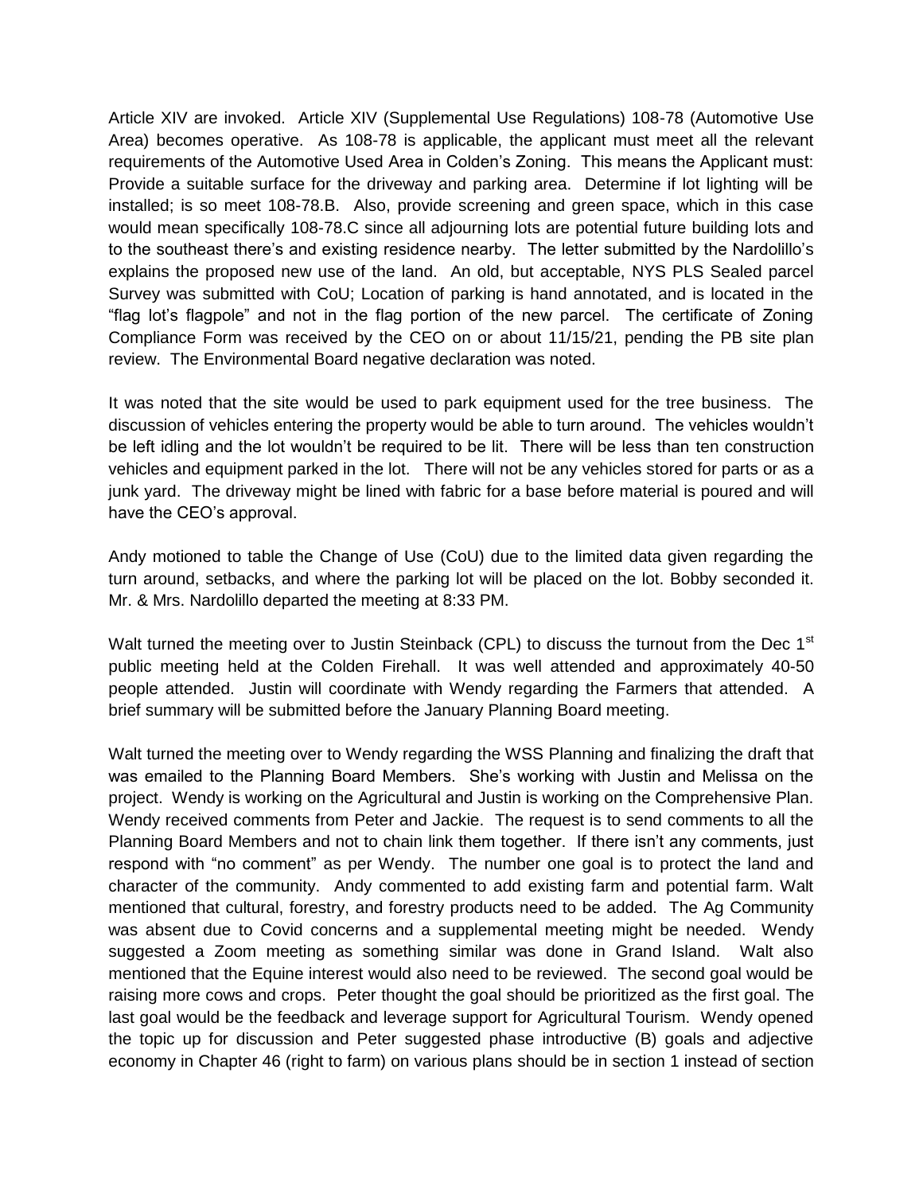Article XIV are invoked. Article XIV (Supplemental Use Regulations) 108-78 (Automotive Use Area) becomes operative. As 108-78 is applicable, the applicant must meet all the relevant requirements of the Automotive Used Area in Colden's Zoning. This means the Applicant must: Provide a suitable surface for the driveway and parking area. Determine if lot lighting will be installed; is so meet 108-78.B. Also, provide screening and green space, which in this case would mean specifically 108-78.C since all adjourning lots are potential future building lots and to the southeast there's and existing residence nearby. The letter submitted by the Nardolillo's explains the proposed new use of the land. An old, but acceptable, NYS PLS Sealed parcel Survey was submitted with CoU; Location of parking is hand annotated, and is located in the "flag lot's flagpole" and not in the flag portion of the new parcel. The certificate of Zoning Compliance Form was received by the CEO on or about 11/15/21, pending the PB site plan review. The Environmental Board negative declaration was noted.

It was noted that the site would be used to park equipment used for the tree business. The discussion of vehicles entering the property would be able to turn around. The vehicles wouldn't be left idling and the lot wouldn't be required to be lit. There will be less than ten construction vehicles and equipment parked in the lot. There will not be any vehicles stored for parts or as a junk yard. The driveway might be lined with fabric for a base before material is poured and will have the CEO's approval.

Andy motioned to table the Change of Use (CoU) due to the limited data given regarding the turn around, setbacks, and where the parking lot will be placed on the lot. Bobby seconded it. Mr. & Mrs. Nardolillo departed the meeting at 8:33 PM.

Walt turned the meeting over to Justin Steinback (CPL) to discuss the turnout from the Dec 1st public meeting held at the Colden Firehall. It was well attended and approximately 40-50 people attended. Justin will coordinate with Wendy regarding the Farmers that attended. A brief summary will be submitted before the January Planning Board meeting.

Walt turned the meeting over to Wendy regarding the WSS Planning and finalizing the draft that was emailed to the Planning Board Members. She's working with Justin and Melissa on the project. Wendy is working on the Agricultural and Justin is working on the Comprehensive Plan. Wendy received comments from Peter and Jackie. The request is to send comments to all the Planning Board Members and not to chain link them together. If there isn't any comments, just respond with "no comment" as per Wendy. The number one goal is to protect the land and character of the community. Andy commented to add existing farm and potential farm. Walt mentioned that cultural, forestry, and forestry products need to be added. The Ag Community was absent due to Covid concerns and a supplemental meeting might be needed. Wendy suggested a Zoom meeting as something similar was done in Grand Island. Walt also mentioned that the Equine interest would also need to be reviewed. The second goal would be raising more cows and crops. Peter thought the goal should be prioritized as the first goal. The last goal would be the feedback and leverage support for Agricultural Tourism. Wendy opened the topic up for discussion and Peter suggested phase introductive (B) goals and adjective economy in Chapter 46 (right to farm) on various plans should be in section 1 instead of section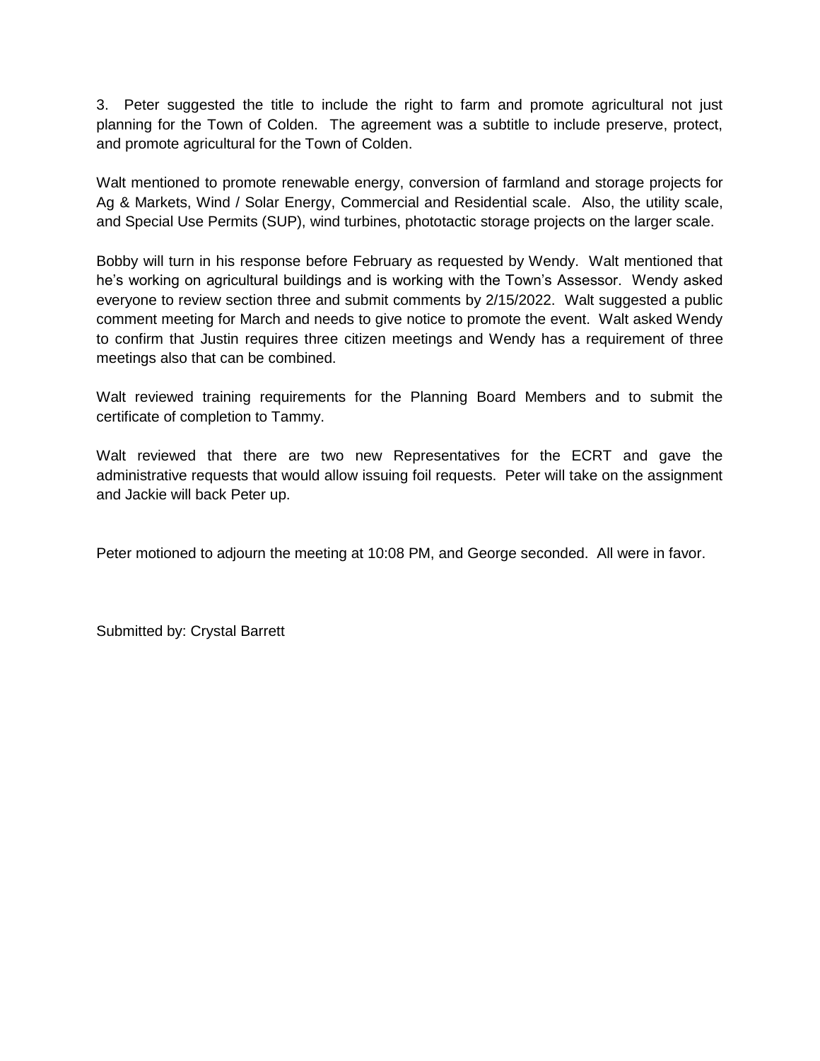3. Peter suggested the title to include the right to farm and promote agricultural not just planning for the Town of Colden. The agreement was a subtitle to include preserve, protect, and promote agricultural for the Town of Colden.

Walt mentioned to promote renewable energy, conversion of farmland and storage projects for Ag & Markets, Wind / Solar Energy, Commercial and Residential scale. Also, the utility scale, and Special Use Permits (SUP), wind turbines, phototactic storage projects on the larger scale.

Bobby will turn in his response before February as requested by Wendy. Walt mentioned that he's working on agricultural buildings and is working with the Town's Assessor. Wendy asked everyone to review section three and submit comments by 2/15/2022. Walt suggested a public comment meeting for March and needs to give notice to promote the event. Walt asked Wendy to confirm that Justin requires three citizen meetings and Wendy has a requirement of three meetings also that can be combined.

Walt reviewed training requirements for the Planning Board Members and to submit the certificate of completion to Tammy.

Walt reviewed that there are two new Representatives for the ECRT and gave the administrative requests that would allow issuing foil requests. Peter will take on the assignment and Jackie will back Peter up.

Peter motioned to adjourn the meeting at 10:08 PM, and George seconded. All were in favor.

Submitted by: Crystal Barrett